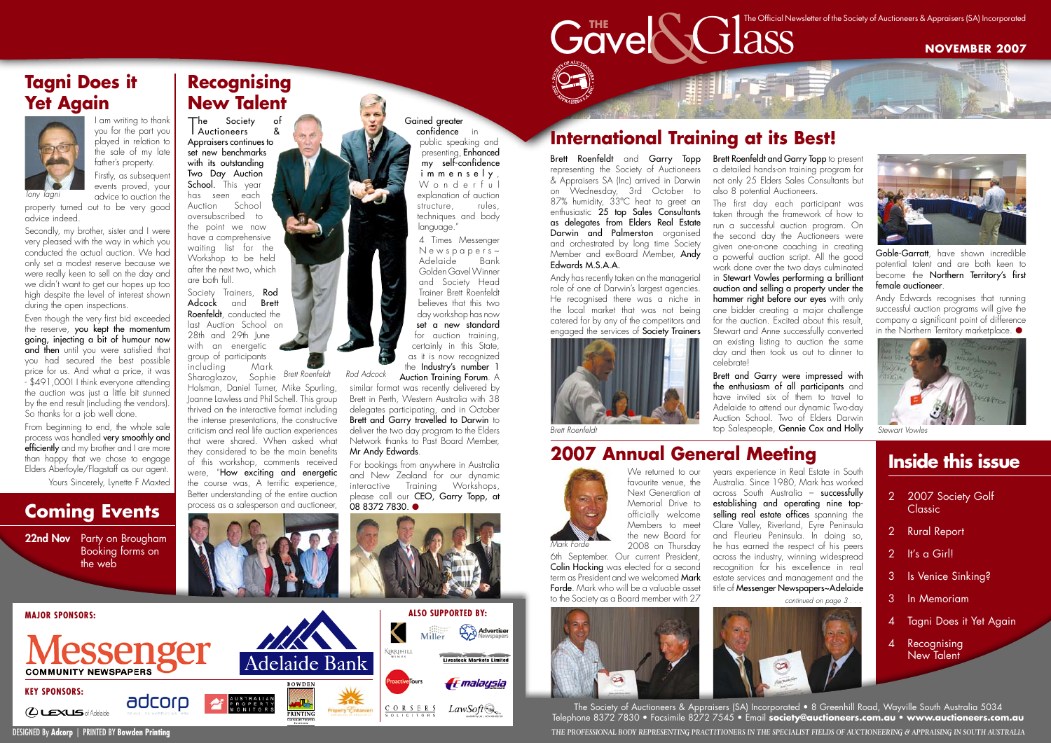# THE Gavel & Glass

The Official Newsletter of the Society of Auctioneers & Appraisers (SA) Incorporated

**NOVEMBER 2007**

## Tagni Does it Yet Again

Tony Tagni

I am writing to thank you for the part you played in relation to the sale of my late father's property.

Firstly, as subsequent events proved, your advice to auction the property turned out to be very good advice indeed.

Secondly, my brother, sister and I were very pleased with the way in which you conducted the actual auction. We had only set a modest reserve because we were really keen to sell on the day and we didn't want to get our hopes up too high despite the level of interest shown during the open inspections.

Even though the very first bid exceeded the reserve, **you kept the momentum going, injecting a bit of humour now and then** until you were satisfied that you had secured the best possible price for us. And what a price, it was - $491,000! I think everyone attending the auction was just a little bit stunned by the end result (including the vendors). So thanks for a job well done.

From beginning to end, the whole sale process was handled **very smoothly and efficiently** and my brother and I are more than happy that we chose to engage Elders Aberfoyle/Flagstaff as our agent.

Yours Sincerely, Lynette F Maxted

## Coming Events

**22nd Nov** Party on Brougham Booking forms on the web

## Recognising New Talent

The Society of Auctioneers & Appraisers continues to **set new benchmarks with its outstanding Two Day Auction School.** This year has seen each Auction School oversubscribed to the point we now have a comprehensive waiting list for the Workshop to be held after the next two, which are both full.

Society Trainers, **Rod Adcock** and **Brett Roenfeldt**, conducted the last Auction School on 28th and 29th June with an energetic group of participants including Mark Sharoglazov, Sophie Holsman, Daniel Turner, Mike Spurling, Joanne Lawless and Phil Schell. This group thrived on the interactive format including the intense presentations, the constructive criticism and real life auction experiences that were shared. When asked what they considered to be the main benefits of this workshop, comments received were, "**How exciting and energetic** the course was, A terrific experience, Better understanding of the entire auction process as a salesperson and auctioneer, Gained greater confidence in public speaking and presenting, **Enhanced my self-confidence immensely**, Wonderful explanation of auction structure, rules, techniques and body language."

Brett Roenfeldt    Rod Adcock

4 Times Messenger Newspapers~Adelaide Bank Golden Gavel Winner and Society Head Trainer Brett Roenfeldt believes that this two day workshop has now **set a new standard** for auction training, certainly in this State, as it is now recognized the **Industry's number 1 Auction Training Forum**. A similar format was recently delivered by Brett in Perth, Western Australia with 38 delegates participating, and in October **Brett and Garry travelled to Darwin** to deliver the two day program to the Elders Network thanks to Past Board Member, **Mr Andy Edwards**.

For bookings from anywhere in Australia and New Zealand for our dynamic interactive Training Workshops, please call our **CEO, Garry Topp**, at **08 8372 7830**.

## International Training at its Best!

Brett Roenfeldt and Garry Topp representing the Society of Auctioneers & Appraisers SA (Inc) arrived in Darwin on Wednesday, 3rd October to 87% humidity, 33°C heat to greet an enthusiastic **25 top Sales Consultants as delegates from Elders Real Estate Darwin and Palmerston** organised and orchestrated by long time Society Member and ex-Board Member, **Andy Edwards M.S.A.A.**

Andy has recently taken on the managerial role of one of Darwin's largest agencies. He recognised there was a niche in the local market that was not being catered for by any of the competitors and engaged the services of **Society Trainers Brett Roenfeldt and Garry Topp** to present a detailed hands-on training program for not only 25 Elders Sales Consultants but also 8 potential Auctioneers.

Brett Roenfeldt

The first day each participant was taken through the framework of how to run a successful auction program. On the second day the Auctioneers were given one-on-one coaching in creating a powerful auction script. All the good work done over the two days culminated in **Stewart Vowles performing a brilliant auction and selling a property under the hammer right before our eyes** with only one bidder creating a major challenge for the auction. Excited about this result, Stewart and Anne successfully converted an existing listing to auction the same day and then took us out to dinner to celebrate!

**Brett and Garry were impressed with the enthusiasm of all participants** and have invited six of them to travel to Adelaide to attend our dynamic Two-day Auction School. Two of Elders Darwin top Salespeople, **Gennie Cox and Holly Goble-Garratt**, have shown incredible potential talent and are both keen to become the **Northern Territory's first female auctioneer**.

Andy Edwards recognises that running successful auction programs will give the company a significant point of difference in the Northern Territory marketplace.

Stewart Vowles

## 2007 Annual General Meeting

Mark Forde

We returned to our favourite venue, the Next Generation at Memorial Drive to officially welcome Members to meet the new Board for 2008 on Thursday 6th September. Our current President, **Colin Hocking** was elected for a second term as President and we welcomed **Mark Forde**. Mark who will be a valuable asset to the Society as a Board member with 27 years experience in Real Estate in South Australia. Since 1980, Mark has worked across South Australia – **successfully establishing and operating nine top-selling real estate offices** spanning the Clare Valley, Riverland, Eyre Peninsula and Fleurieu Peninsula. In doing so, he has earned the respect of his peers across the industry, winning widespread recognition for his excellence in real estate services and management and the title of **Messenger Newspapers~Adelaide**

*continued on page 3 . . .*

## Inside this issue

- 2 2007 Society Golf Classic
- 2 Rural Report
- 2 It's a Girl!
- 3 Is Venice Sinking?
- 3 In Memoriam
- 4 Tagni Does it Yet Again
- 4 Recognising New Talent

**MAJOR SPONSORS:** Messenger Community Newspapers, Adelaide Bank

**KEY SPONSORS:** Lexus of Adelaide, adcorp, Australian Property Monitors, Bowden Printing, Property Enhancer

**ALSO SUPPORTED BY:** Miller, Advertiser Newspapers, Nerrihill, Livestock Markets Limited, Proactive Tours, Malaysia Airlines, Corsers Solicitors, LawSoft

The Society of Auctioneers & Appraisers (SA) Incorporated • 8 Greenhill Road, Wayville South Australia 5034
Telephone 8372 7830 • Facsimile 8272 7545 • Email **society@auctioneers.com.au** • **www.auctioneers.com.au**

*THE PROFESSIONAL BODY REPRESENTING PRACTITIONERS IN THE SPECIALIST FIELDS OF AUCTIONEERING & APPRAISING IN SOUTH AUSTRALIA*

DESIGNED By **Adcorp** | PRINTED BY **Bowden Printing**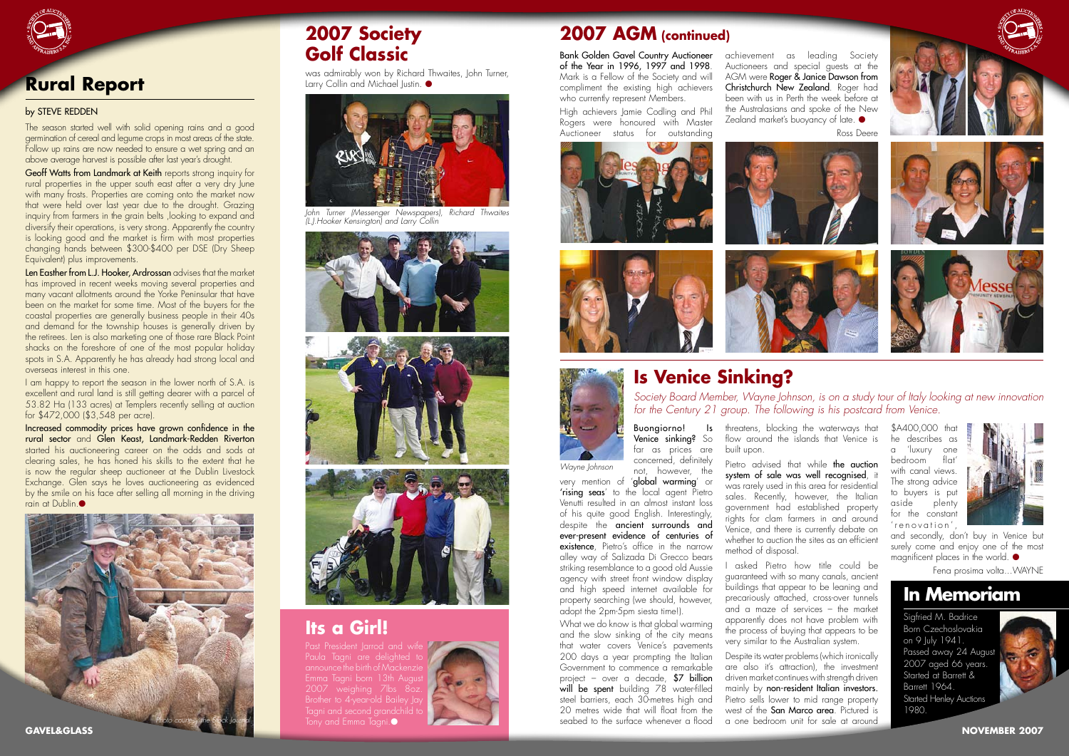# Rural Report

by STEVE REDDEN

The season started well with solid opening rains and a good germination of cereal and legume crops in most areas of the state. Follow up rains are now needed to ensure a wet spring and an above average harvest is possible after last year's drought.

**Geoff Watts from Landmark at Keith** reports strong inquiry for rural properties in the upper south east after a very dry June with many frosts. Properties are coming onto the market now that were held over last year due to the drought. Grazing inquiry from farmers in the grain belts ,looking to expand and diversify their operations, is very strong. Apparently the country is looking good and the market is firm with most properties changing hands between $300-$400 per DSE (Dry Sheep Equivalent) plus improvements.

**Len Easther from L.J. Hooker, Ardrossan** advises that the market has improved in recent weeks moving several properties and many vacant allotments around the Yorke Peninsular that have been on the market for some time. Most of the buyers for the coastal properties are generally business people in their 40s and demand for the township houses is generally driven by the retirees. Len is also marketing one of those rare Black Point shacks on the foreshore of one of the most popular holiday spots in S.A. Apparently he has already had strong local and overseas interest in this one.

I am happy to report the season in the lower north of S.A. is excellent and rural land is still getting dearer with a parcel of 53.82 Ha (133 acres) at Templers recently selling at auction for $472,000 ($3,548 per acre).

**Increased commodity prices have grown confidence in the rural sector** and **Glen Keast, Landmark-Redden Riverton** started his auctioneering career on the odds and sods at clearing sales, he has honed his skills to the extent that he is now the regular sheep auctioneer at the Dublin Livestock Exchange. Glen says he loves auctioneering as evidenced by the smile on his face after selling all morning in the driving rain at Dublin.

*Photo courtesy the Stock Journal*

# 2007 Society Golf Classic

was admirably won by Richard Thwaites, John Turner, Larry Collin and Michael Justin.

*John Turner (Messenger Newspapers), Richard Thwaites (L.J.Hooker Kensington) and Larry Collin*

# Its a Girl!

Past President Jarrod and wife Paula Tagni are delighted to announce the birth of Mackenzie Emma Tagni born 13th August 2007 weighing 7lbs 8oz. Brother to 4-year-old Bailey Jay Tagni and second grandchild to Tony and Emma Tagni.

# 2007 AGM (continued)

**Bank Golden Gavel Country Auctioneer of the Year in 1996, 1997 and 1998.** Mark is a Fellow of the Society and will compliment the existing high achievers who currently represent Members.

High achievers Jamie Codling and Phil Rogers were honoured with Master Auctioneer status for outstanding achievement as leading Society Auctioneers and special guests at the AGM were **Roger & Janice Dawson from Christchurch New Zealand**. Roger had been with us in Perth the week before at the Australasians and spoke of the New Zealand market's buoyancy of late.

Ross Deere

# Is Venice Sinking?

*Society Board Member, Wayne Johnson, is on a study tour of Italy looking at new innovation for the Century 21 group. The following is his postcard from Venice.*

*Wayne Johnson*

Buongiorno! **Is Venice sinking?** So far as prices are concerned, definitely not, however, the very mention of '**global warming**' or '**rising seas**' to the local agent Pietro Venutti resulted in an almost instant loss of his quite good English. Interestingly, despite the **ancient surrounds and ever-present evidence of centuries of existence**, Pietro's office in the narrow alley way of Salizada Di Grecco bears striking resemblance to a good old Aussie agency with street front window display and high speed internet available for property searching (we should, however, adopt the 2pm-5pm siesta time!).

What we do know is that global warming and the slow sinking of the city means that water covers Venice's pavements 200 days a year prompting the Italian Government to commence a remarkable project – over a decade, **$7 billion will be spent** building 78 water-filled steel barriers, each 30-metres high and 20 metres wide that will float from the seabed to the surface whenever a flood threatens, blocking the waterways that flow around the islands that Venice is built upon.

Pietro advised that while **the auction system of sale was well recognised**, it was rarely used in this area for residential sales. Recently, however, the Italian government had established property rights for clam farmers in and around Venice, and there is currently debate on whether to auction the sites as an efficient method of disposal.

I asked Pietro how title could be guaranteed with so many canals, ancient buildings that appear to be leaning and precariously attached, cross-over tunnels and a maze of services – the market apparently does not have problem with the process of buying that appears to be very similar to the Australian system.

Despite its water problems (which ironically are also it's attraction), the investment driven market continues with strength driven mainly by **non-resident Italian investors.** Pietro sells lower to mid range property west of the **San Marco area**. Pictured is a one bedroom unit for sale at around $A400,000 that he describes as a 'luxury one bedroom flat' with canal views. The strong advice to buyers is put aside plenty for the constant 'renovation', and secondly, don't buy in Venice but surely come and enjoy one of the most magnificent places in the world.

Fena prosima volta...WAYNE

# In Memoriam

Sigfried M. Badrice
Born Czechoslovakia on 9 July 1941.
Passed away 24 August 2007 aged 66 years.
Started at Barrett & Barrett 1964.
Started Henley Auctions 1980.